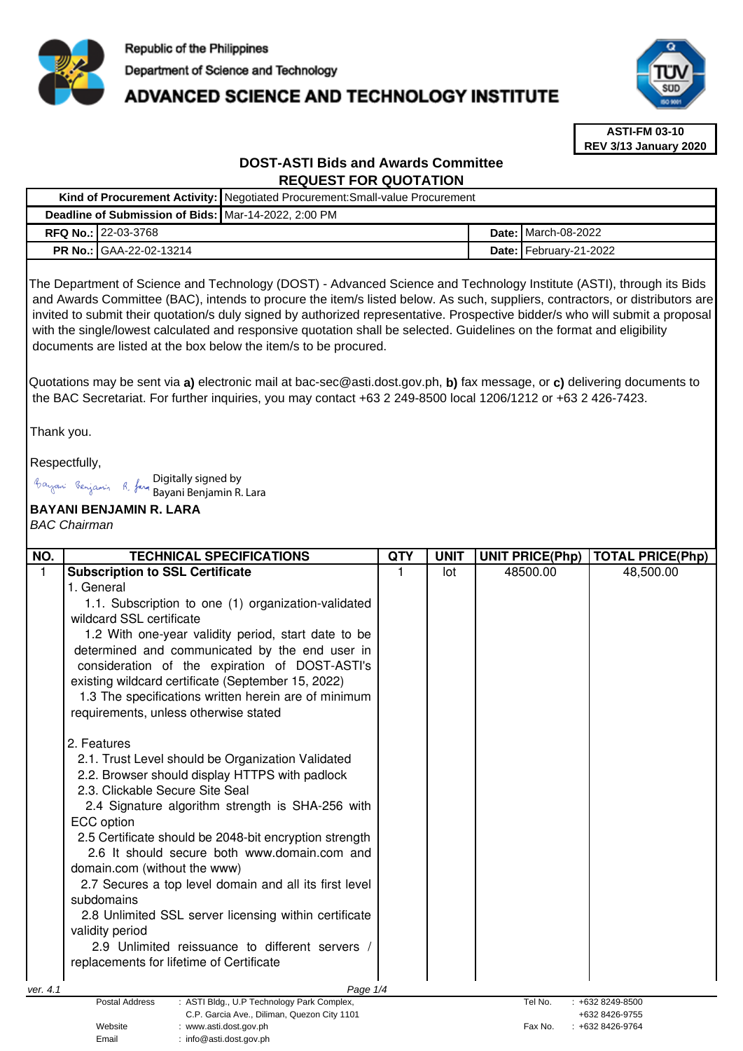Republic of the Philippines
Department of Science and Technology
# ADVANCED SCIENCE AND TECHNOLOGY INSTITUTE

**ASTI-FM 03-10**
**REV 3/13 January 2020**

## DOST-ASTI Bids and Awards Committee
## REQUEST FOR QUOTATION

| | | | |
|---|---|---|---|
| **Kind of Procurement Activity:** | Negotiated Procurement:Small-value Procurement | | |
| **Deadline of Submission of Bids:** | Mar-14-2022, 2:00 PM | | |
| **RFQ No.:** | 22-03-3768 | **Date:** | March-08-2022 |
| **PR No.:** | GAA-22-02-13214 | **Date:** | February-21-2022 |

The Department of Science and Technology (DOST) - Advanced Science and Technology Institute (ASTI), through its Bids and Awards Committee (BAC), intends to procure the item/s listed below. As such, suppliers, contractors, or distributors are invited to submit their quotation/s duly signed by authorized representative. Prospective bidder/s who will submit a proposal with the single/lowest calculated and responsive quotation shall be selected. Guidelines on the format and eligibility documents are listed at the box below the item/s to be procured.

Quotations may be sent via **a)** electronic mail at bac-sec@asti.dost.gov.ph, **b)** fax message, or **c)** delivering documents to the BAC Secretariat. For further inquiries, you may contact +63 2 249-8500 local 1206/1212 or +63 2 426-7423.

Thank you.

Respectfully,

Digitally signed by Bayani Benjamin R. Lara

**BAYANI BENJAMIN R. LARA**
*BAC Chairman*

| NO. | TECHNICAL SPECIFICATIONS | QTY | UNIT | UNIT PRICE(Php) | TOTAL PRICE(Php) |
|---|---|---|---|---|---|
| 1 | **Subscription to SSL Certificate**<br>1. General<br>1.1. Subscription to one (1) organization-validated wildcard SSL certificate<br>1.2 With one-year validity period, start date to be determined and communicated by the end user in consideration of the expiration of DOST-ASTI's existing wildcard certificate (September 15, 2022)<br>1.3 The specifications written herein are of minimum requirements, unless otherwise stated<br><br>2. Features<br>2.1. Trust Level should be Organization Validated<br>2.2. Browser should display HTTPS with padlock<br>2.3. Clickable Secure Site Seal<br>2.4 Signature algorithm strength is SHA-256 with ECC option<br>2.5 Certificate should be 2048-bit encryption strength<br>2.6 It should secure both www.domain.com and domain.com (without the www)<br>2.7 Secures a top level domain and all its first level subdomains<br>2.8 Unlimited SSL server licensing within certificate validity period<br>2.9 Unlimited reissuance to different servers / replacements for lifetime of Certificate | 1 | lot | 48500.00 | 48,500.00 |

ver. 4.1

Postal Address : ASTI Bldg., U.P Technology Park Complex, C.P. Garcia Ave., Diliman, Quezon City 1101
Website : www.asti.dost.gov.ph
Email : info@asti.dost.gov.ph
Tel No. : +632 8249-8500, +632 8426-9755
Fax No. : +632 8426-9764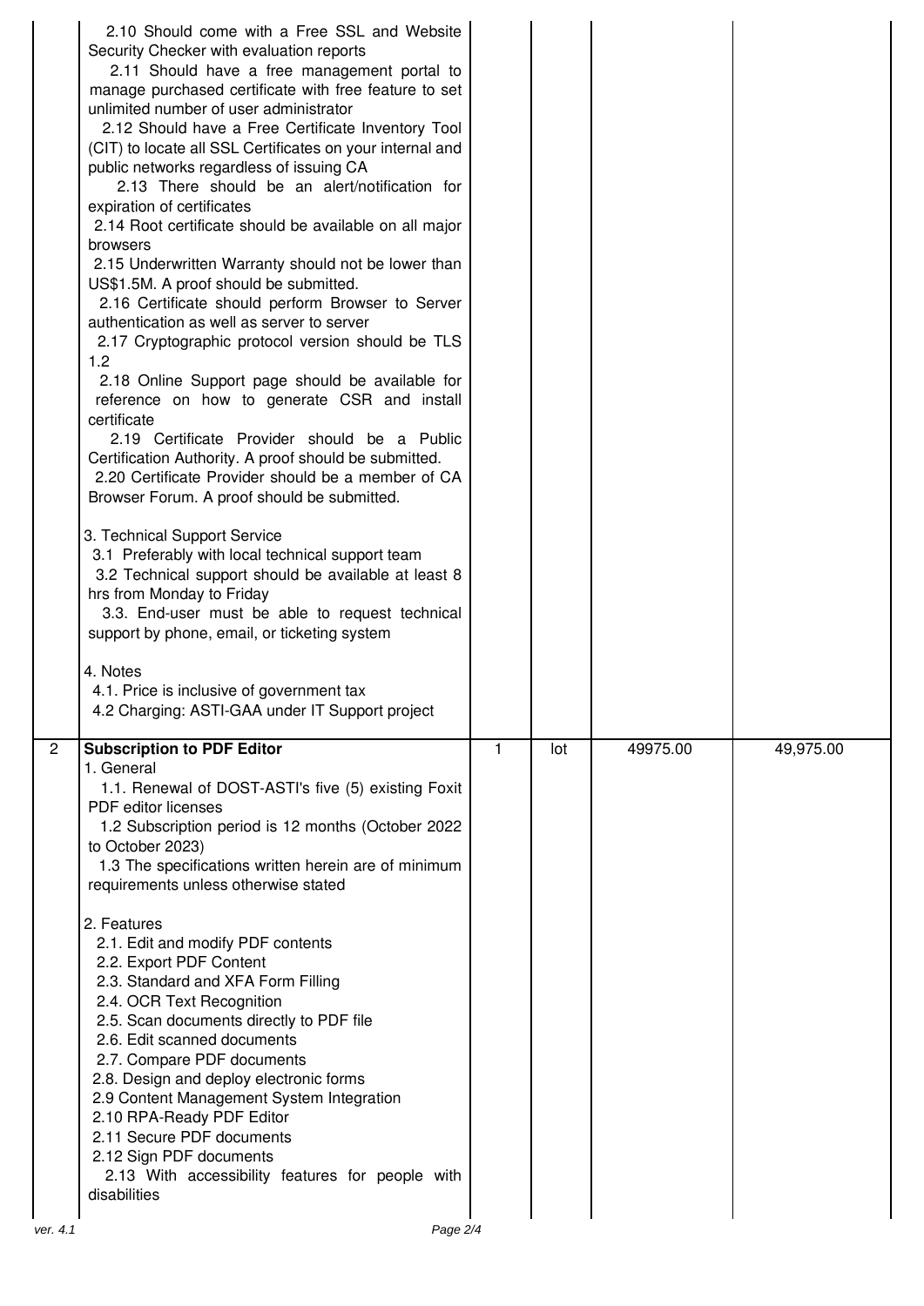| | | | | | |
|---|---|---|---|---|---|
| | 2.10 Should come with a Free SSL and Website Security Checker with evaluation reports<br>2.11 Should have a free management portal to manage purchased certificate with free feature to set unlimited number of user administrator<br>2.12 Should have a Free Certificate Inventory Tool (CIT) to locate all SSL Certificates on your internal and public networks regardless of issuing CA<br>2.13 There should be an alert/notification for expiration of certificates<br>2.14 Root certificate should be available on all major browsers<br>2.15 Underwritten Warranty should not be lower than US$1.5M. A proof should be submitted.<br>2.16 Certificate should perform Browser to Server authentication as well as server to server<br>2.17 Cryptographic protocol version should be TLS 1.2<br>2.18 Online Support page should be available for reference on how to generate CSR and install certificate<br>2.19 Certificate Provider should be a Public Certification Authority. A proof should be submitted.<br>2.20 Certificate Provider should be a member of CA Browser Forum. A proof should be submitted.<br><br>3. Technical Support Service<br>3.1 Preferably with local technical support team<br>3.2 Technical support should be available at least 8 hrs from Monday to Friday<br>3.3. End-user must be able to request technical support by phone, email, or ticketing system<br><br>4. Notes<br>4.1. Price is inclusive of government tax<br>4.2 Charging: ASTI-GAA under IT Support project | | | | |
| 2 | **Subscription to PDF Editor**<br>1. General<br>1.1. Renewal of DOST-ASTI's five (5) existing Foxit PDF editor licenses<br>1.2 Subscription period is 12 months (October 2022 to October 2023)<br>1.3 The specifications written herein are of minimum requirements unless otherwise stated<br><br>2. Features<br>2.1. Edit and modify PDF contents<br>2.2. Export PDF Content<br>2.3. Standard and XFA Form Filling<br>2.4. OCR Text Recognition<br>2.5. Scan documents directly to PDF file<br>2.6. Edit scanned documents<br>2.7. Compare PDF documents<br>2.8. Design and deploy electronic forms<br>2.9 Content Management System Integration<br>2.10 RPA-Ready PDF Editor<br>2.11 Secure PDF documents<br>2.12 Sign PDF documents<br>2.13 With accessibility features for people with disabilities | 1 | lot | 49975.00 | 49,975.00 |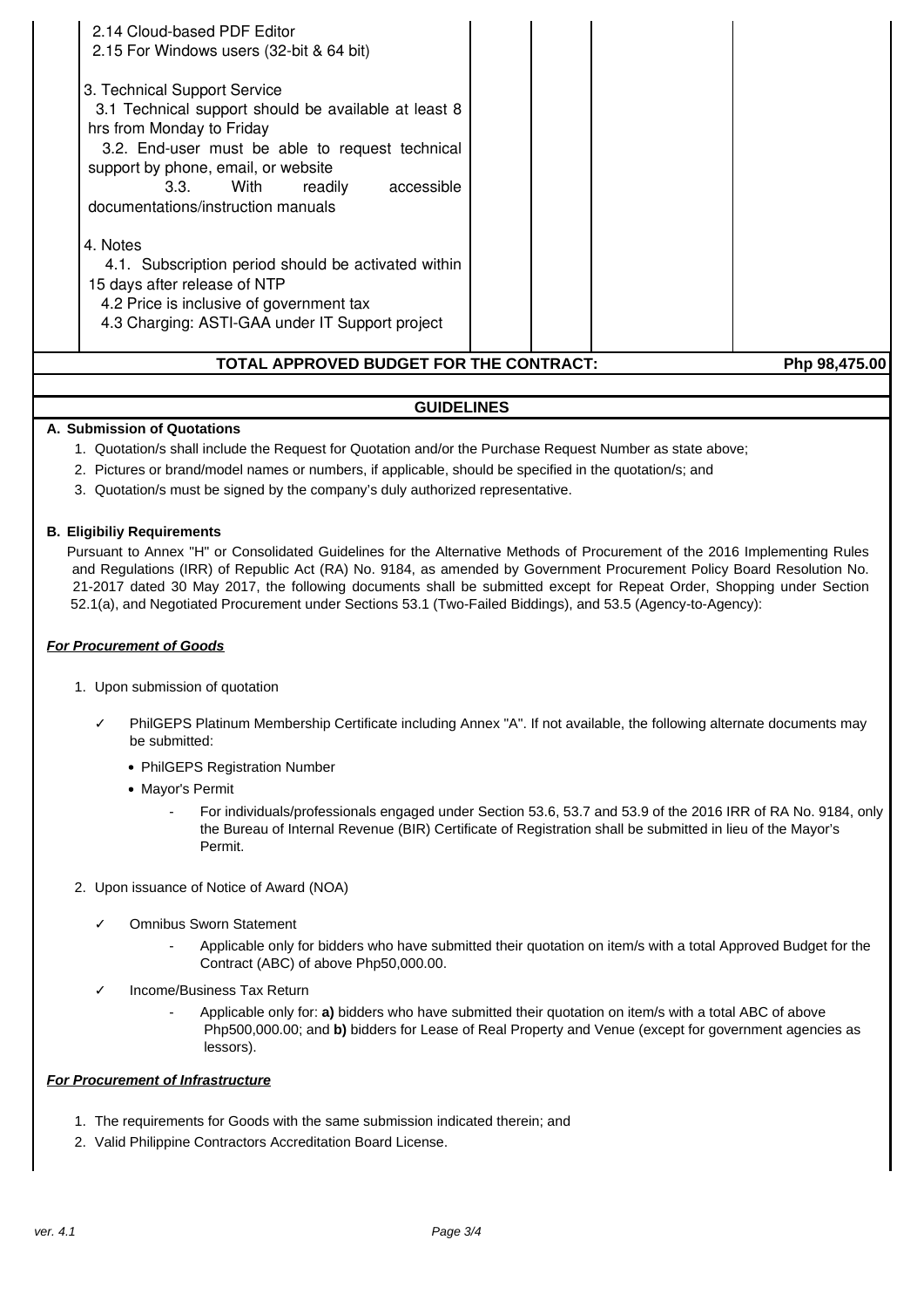| | | | | |
|---|---|---|---|---|
| 2.14 Cloud-based PDF Editor<br>2.15 For Windows users (32-bit & 64 bit)<br><br>3. Technical Support Service<br>3.1 Technical support should be available at least 8 hrs from Monday to Friday<br>3.2. End-user must be able to request technical support by phone, email, or website<br>3.3. With readily accessible documentations/instruction manuals<br><br>4. Notes<br>4.1. Subscription period should be activated within 15 days after release of NTP<br>4.2 Price is inclusive of government tax<br>4.3 Charging: ASTI-GAA under IT Support project | | | | |
| **TOTAL APPROVED BUDGET FOR THE CONTRACT:** | | | | **Php 98,475.00** |

## GUIDELINES

**A. Submission of Quotations**

1. Quotation/s shall include the Request for Quotation and/or the Purchase Request Number as state above;
2. Pictures or brand/model names or numbers, if applicable, should be specified in the quotation/s; and
3. Quotation/s must be signed by the company's duly authorized representative.

**B. Eligibiliy Requirements**

Pursuant to Annex "H" or Consolidated Guidelines for the Alternative Methods of Procurement of the 2016 Implementing Rules and Regulations (IRR) of Republic Act (RA) No. 9184, as amended by Government Procurement Policy Board Resolution No. 21-2017 dated 30 May 2017, the following documents shall be submitted except for Repeat Order, Shopping under Section 52.1(a), and Negotiated Procurement under Sections 53.1 (Two-Failed Biddings), and 53.5 (Agency-to-Agency):

***For Procurement of Goods***

1. Upon submission of quotation
   - ✓ PhilGEPS Platinum Membership Certificate including Annex "A". If not available, the following alternate documents may be submitted:
     - PhilGEPS Registration Number
     - Mayor's Permit
       - For individuals/professionals engaged under Section 53.6, 53.7 and 53.9 of the 2016 IRR of RA No. 9184, only the Bureau of Internal Revenue (BIR) Certificate of Registration shall be submitted in lieu of the Mayor's Permit.
2. Upon issuance of Notice of Award (NOA)
   - ✓ Omnibus Sworn Statement
     - Applicable only for bidders who have submitted their quotation on item/s with a total Approved Budget for the Contract (ABC) of above Php50,000.00.
   - ✓ Income/Business Tax Return
     - Applicable only for: **a)** bidders who have submitted their quotation on item/s with a total ABC of above Php500,000.00; and **b)** bidders for Lease of Real Property and Venue (except for government agencies as lessors).

***For Procurement of Infrastructure***

1. The requirements for Goods with the same submission indicated therein; and
2. Valid Philippine Contractors Accreditation Board License.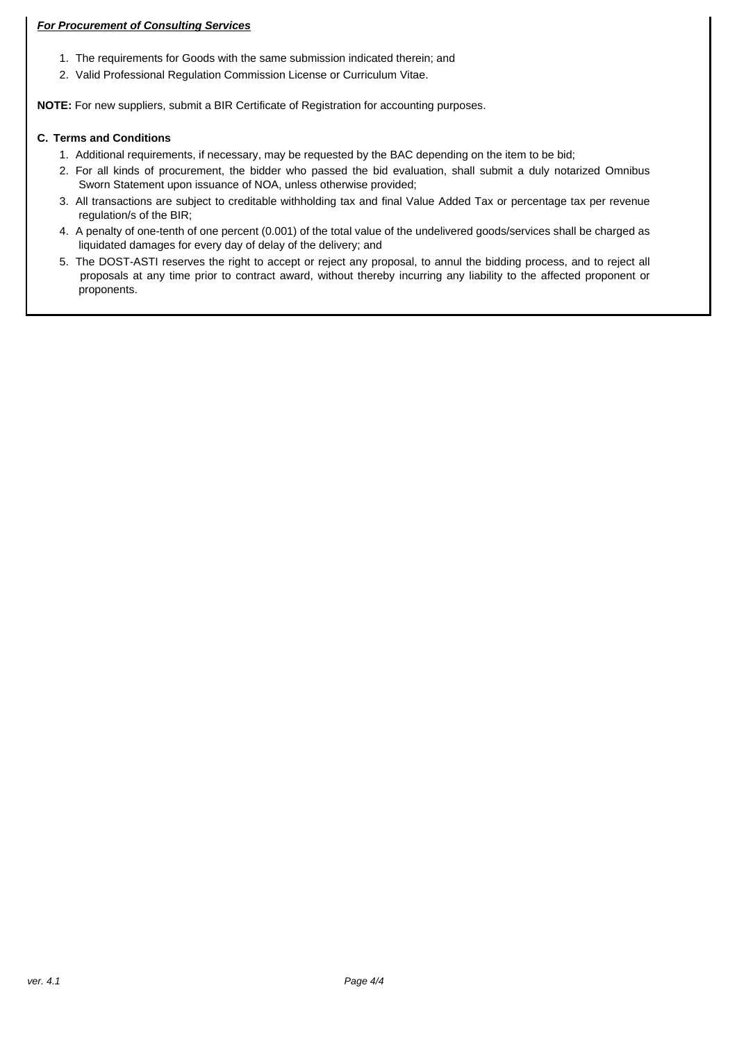***For Procurement of Consulting Services***

1. The requirements for Goods with the same submission indicated therein; and
2. Valid Professional Regulation Commission License or Curriculum Vitae.

**NOTE:** For new suppliers, submit a BIR Certificate of Registration for accounting purposes.

**C. Terms and Conditions**

1. Additional requirements, if necessary, may be requested by the BAC depending on the item to be bid;
2. For all kinds of procurement, the bidder who passed the bid evaluation, shall submit a duly notarized Omnibus Sworn Statement upon issuance of NOA, unless otherwise provided;
3. All transactions are subject to creditable withholding tax and final Value Added Tax or percentage tax per revenue regulation/s of the BIR;
4. A penalty of one-tenth of one percent (0.001) of the total value of the undelivered goods/services shall be charged as liquidated damages for every day of delay of the delivery; and
5. The DOST-ASTI reserves the right to accept or reject any proposal, to annul the bidding process, and to reject all proposals at any time prior to contract award, without thereby incurring any liability to the affected proponent or proponents.

*ver. 4.1*